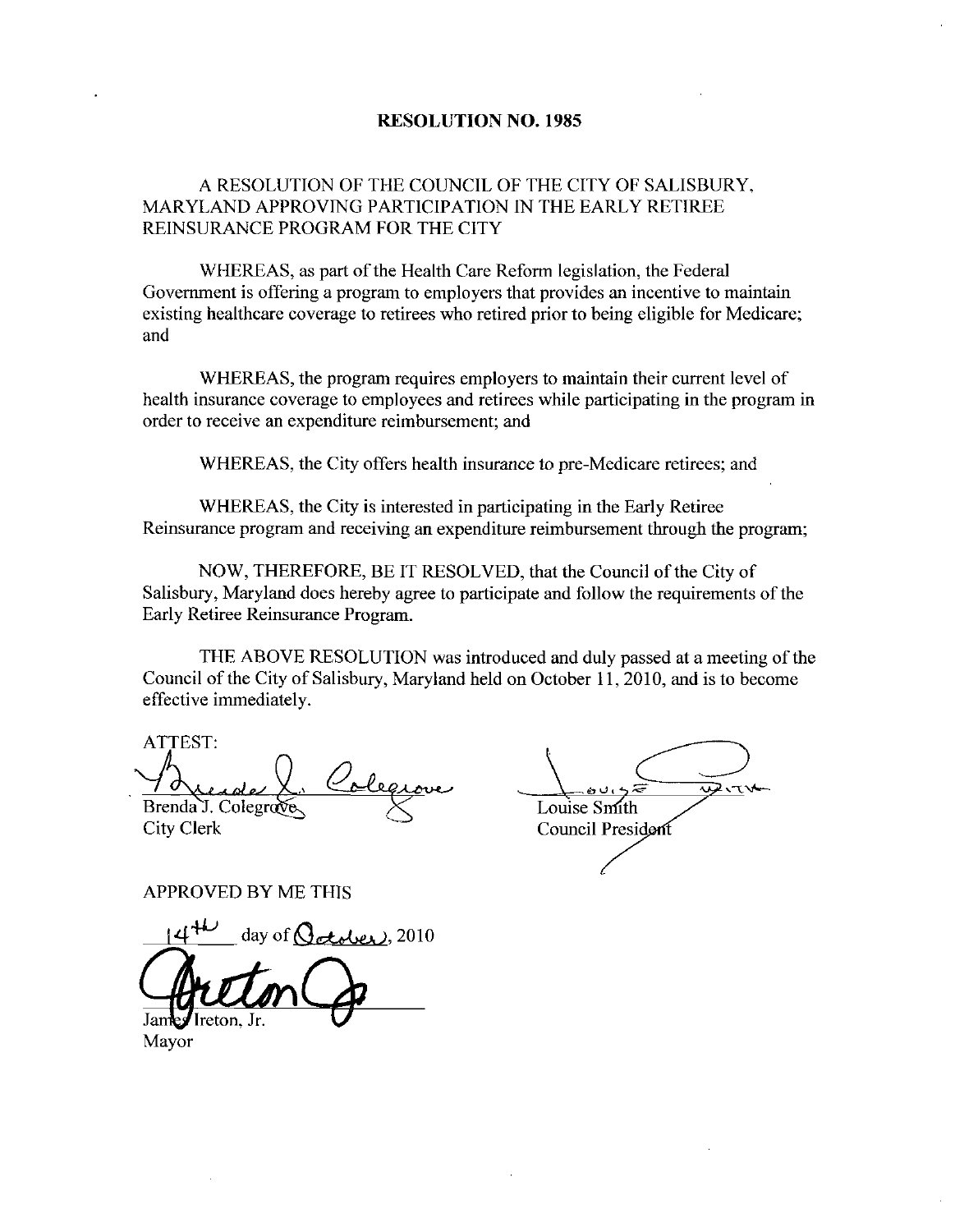# RESOLUTION NO. 1985

A RESOLUTION OF THE COUNCIL OF THE CITY OF SALISBURY, MARYLAND APPROVING PARTICIPATION IN THE EARLY RETIREE REINSURANCE PROGRAM FOR THE CITY

WHEREAS, as part of the Health Care Reform legislation, the Federal Government is offering a program to employers that provides an incentive to maintain existing healthcare coverage to retirees who retired prior to being eligible for Medicare; and

WHEREAS, the program requires employers to maintain their current level of health insurance coverage to employees and retirees while participating in the program in order to receive an expenditure reimbursement; and

WHEREAS, the City offers health insurance to pre-Medicare retirees; and

WHEREAS, the City is interested in participating in the Early Retiree Reinsurance program and receiving an expenditure reimbursement through the program;

NOW, THEREFORE, BE IT RESOLVED, that the Council of the City of Salisbury, Maryland does hereby agree to participate and follow the requirements of the Early Retiree Reinsurance Program.

THE ABOVE RESOLUTION was introduced and duly passed at a meeting of the Council of the City of Salisbury, Maryland held on October 11, 2010, and is to become effective immediately.

ATTEST:

Brenda J. Colegrove
City Clerk

Louise Smith
Council President

APPROVED BY ME THIS

14th day of October, 2010

James Ireton, Jr.
Mayor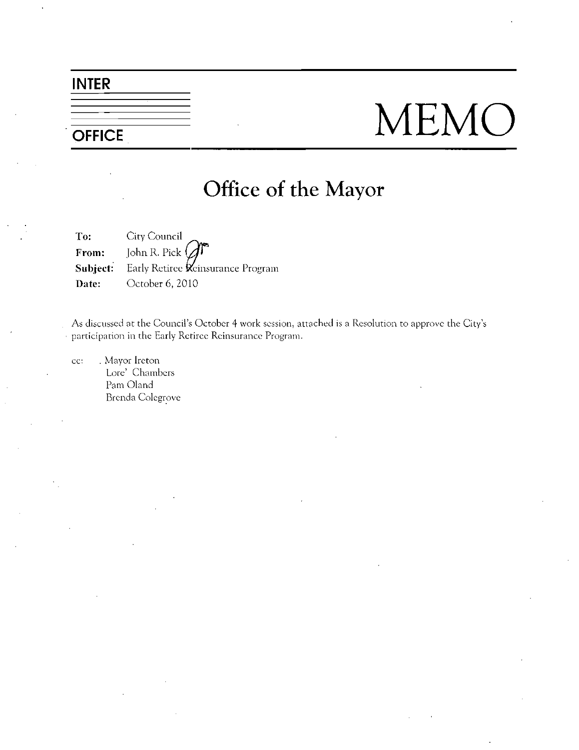# INTER OFFICE MEMO

## Office of the Mayor

**To:** City Council
**From:** John R. Pick
**Subject:** Early Retiree Reinsurance Program
**Date:** October 6, 2010

As discussed at the Council's October 4 work session, attached is a Resolution to approve the City's participation in the Early Retiree Reinsurance Program.

cc: Mayor Ireton
Lore' Chambers
Pam Oland
Brenda Colegrove